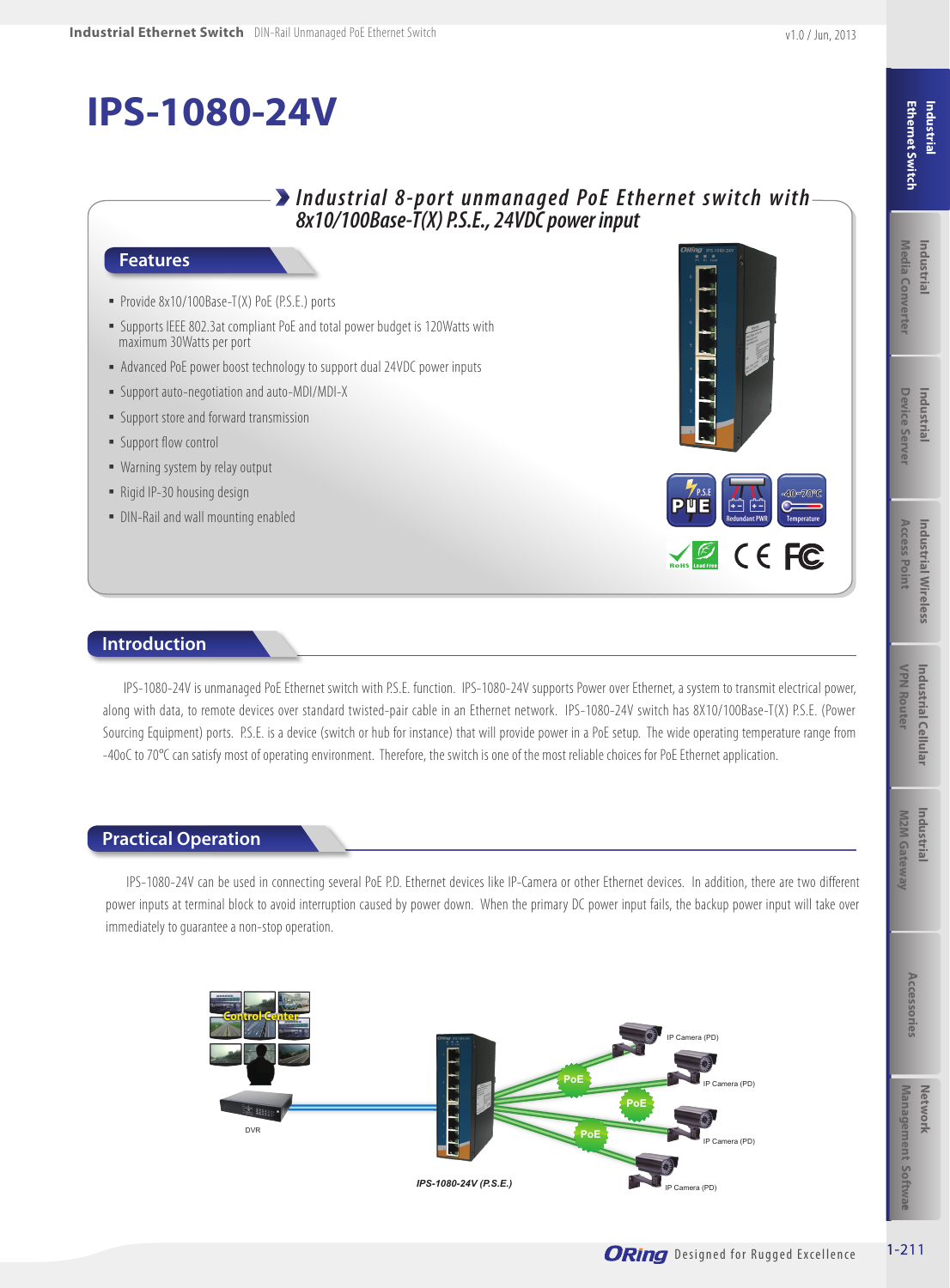# IPS-1080-24V

## Industrial 8-port unmanaged PoE Ethernet switch with 8x10/100Base-T(X) P.S.E., 24VDC power input

## Features

- Provide 8x10/100Base-T(X) PoE (P.S.E.) ports
- Supports IEEE 802.3at compliant PoE and total power budget is 120Watts with maximum 30Watts per port
- Advanced PoE power boost technology to support dual 24VDC power inputs
- Support auto-negotiation and auto-MDI/MDI-X
- Support store and forward transmission
- Support flow control
- Warning system by relay output
- Rigid IP-30 housing design
- DIN-Rail and wall mounting enabled

## Introduction

IPS-1080-24V is unmanaged PoE Ethernet switch with P.S.E. function. IPS-1080-24V supports Power over Ethernet, a system to transmit electrical power, along with data, to remote devices over standard twisted-pair cable in an Ethernet network. IPS-1080-24V switch has 8X10/100Base-T(X) P.S.E. (Power Sourcing Equipment) ports. P.S.E. is a device (switch or hub for instance) that will provide power in a PoE setup. The wide operating temperature range from -40oC to 70°C can satisfy most of operating environment. Therefore, the switch is one of the most reliable choices for PoE Ethernet application.

## Practical Operation

IPS-1080-24V can be used in connecting several PoE P.D. Ethernet devices like IP-Camera or other Ethernet devices. In addition, there are two different power inputs at terminal block to avoid interruption caused by power down. When the primary DC power input fails, the backup power input will take over immediately to guarantee a non-stop operation.

IPS-1080-24V (P.S.E.)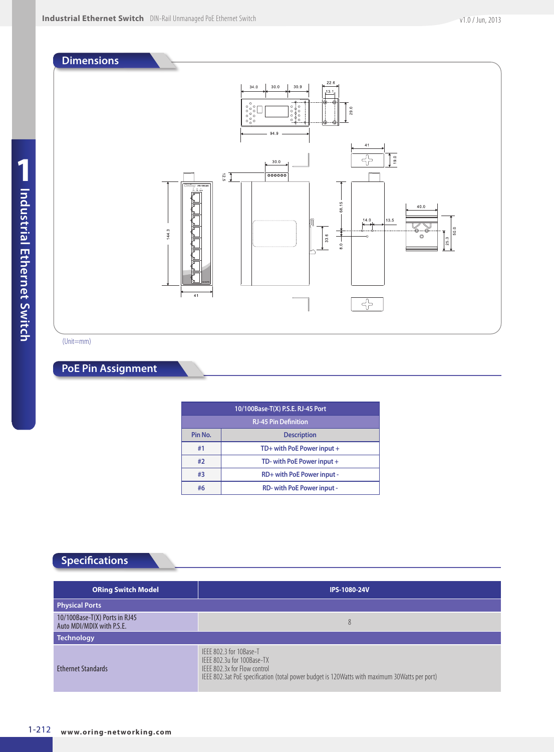## Dimensions

(Unit=mm)

## PoE Pin Assignment

| 10/100Base-T(X) P.S.E. RJ-45 Port | |
|---|---|
| RJ-45 Pin Definition | |
| Pin No. | Description |
| #1 | TD+ with PoE Power input + |
| #2 | TD- with PoE Power input + |
| #3 | RD+ with PoE Power input - |
| #6 | RD- with PoE Power input - |

## Specifications

| ORing Switch Model | IPS-1080-24V |
|---|---|
| **Physical Ports** | |
| 10/100Base-T(X) Ports in RJ45 Auto MDI/MDIX with P.S.E. | 8 |
| **Technology** | |
| Ethernet Standards | IEEE 802.3 for 10Base-T<br>IEEE 802.3u for 100Base-TX<br>IEEE 802.3x for Flow control<br>IEEE 802.3at PoE specification (total power budget is 120Watts with maximum 30Watts per port) |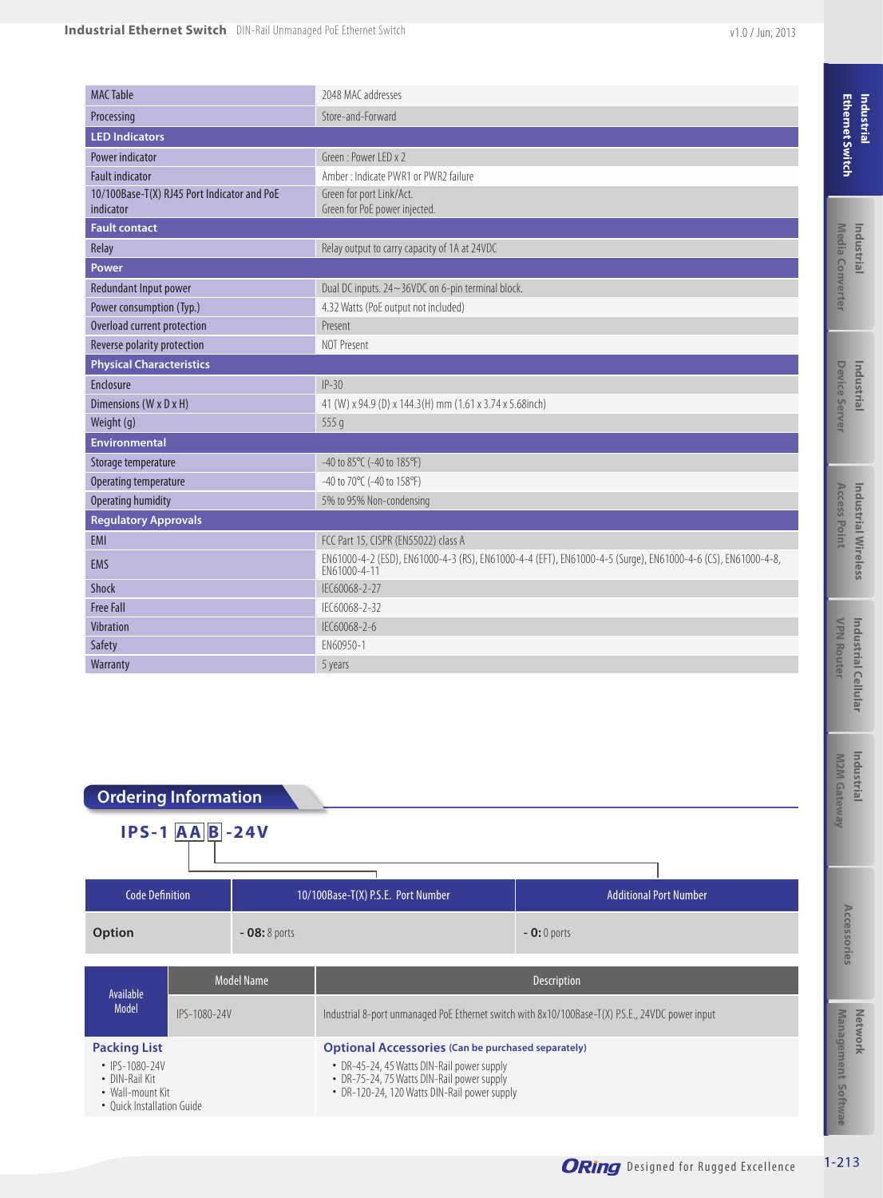| | |
|---|---|
| MAC Table | 2048 MAC addresses |
| Processing | Store-and-Forward |
| **LED Indicators** | |
| Power indicator | Green : Power LED x 2 |
| Fault indicator | Amber : Indicate PWR1 or PWR2 failure |
| 10/100Base-T(X) RJ45 Port Indicator and PoE indicator | Green for port Link/Act.<br>Green for PoE power injected. |
| **Fault contact** | |
| Relay | Relay output to carry capacity of 1A at 24VDC |
| **Power** | |
| Redundant Input power | Dual DC inputs. 24~36VDC on 6-pin terminal block. |
| Power consumption (Typ.) | 4.32 Watts (PoE output not included) |
| Overload current protection | Present |
| Reverse polarity protection | NOT Present |
| **Physical Characteristics** | |
| Enclosure | IP-30 |
| Dimensions (W x D x H) | 41 (W) x 94.9 (D) x 144.3(H) mm (1.61 x 3.74 x 5.68inch) |
| Weight (g) | 555 g |
| **Environmental** | |
| Storage temperature | -40 to 85°C (-40 to 185°F) |
| Operating temperature | -40 to 70°C (-40 to 158°F) |
| Operating humidity | 5% to 95% Non-condensing |
| **Regulatory Approvals** | |
| EMI | FCC Part 15, CISPR (EN55022) class A |
| EMS | EN61000-4-2 (ESD), EN61000-4-3 (RS), EN61000-4-4 (EFT), EN61000-4-5 (Surge), EN61000-4-6 (CS), EN61000-4-8, EN61000-4-11 |
| Shock | IEC60068-2-27 |
| Free Fall | IEC60068-2-32 |
| Vibration | IEC60068-2-6 |
| Safety | EN60950-1 |
| Warranty | 5 years |

## Ordering Information

**IPS-1 AA B -24V**

| Code Definition | 10/100Base-T(X) P.S.E. Port Number | Additional Port Number |
|---|---|---|
| Option | **- 08:** 8 ports | **- 0:** 0 ports |

| Available Model | Model Name | Description |
|---|---|---|
| | IPS-1080-24V | Industrial 8-port unmanaged PoE Ethernet switch with 8x10/100Base-T(X) P.S.E., 24VDC power input |

### Packing List

- IPS-1080-24V
- DIN-Rail Kit
- Wall-mount Kit
- Quick Installation Guide

### Optional Accessories (Can be purchased separately)

- DR-45-24, 45 Watts DIN-Rail power supply
- DR-75-24, 75 Watts DIN-Rail power supply
- DR-120-24, 120 Watts DIN-Rail power supply